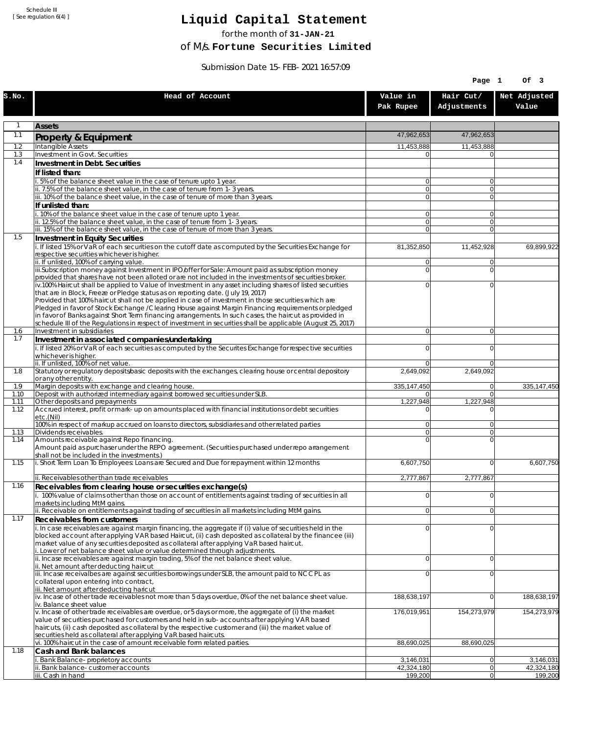Schedule III
[ See regulation 6(4) ]

# Liquid Capital Statement

for the month of **31-JAN-21**

of M/s. **Fortune Securities Limited**

Submission Date 15-FEB-2021 16:57:09

| S.No. | Head of Account | Value in Pak Rupee | Hair Cut/ Adjustments | Net Adjusted Value |
|---|---|---|---|---|
| 1 | **Assets** | | | |
| 1.1 | **Property & Equipment** | 47,962,653 | 47,962,653 | |
| 1.2 | Intangible Assets | 11,453,888 | 11,453,888 | |
| 1.3 | Investment in Govt. Securities | 0 | 0 | |
| 1.4 | **Investment in Debt. Securities** | | | |
| | **If listed than:** | | | |
| | i. 5% of the balance sheet value in the case of tenure upto 1 year. | 0 | 0 | |
| | ii. 7.5% of the balance sheet value, in the case of tenure from 1-3 years. | 0 | 0 | |
| | iii. 10% of the balance sheet value, in the case of tenure of more than 3 years. | 0 | 0 | |
| | **If unlisted than:** | | | |
| | i. 10% of the balance sheet value in the case of tenure upto 1 year. | 0 | 0 | |
| | ii. 12.5% of the balance sheet value, in the case of tenure from 1-3 years. | 0 | 0 | |
| | iii. 15% of the balance sheet value, in the case of tenure of more than 3 years. | 0 | 0 | |
| 1.5 | **Investment in Equity Securities** | | | |
| | i. If listed 15% or VaR of each securities on the cutoff date as computed by the Securities Exchange for respective securities whichever is higher. | 81,352,850 | 11,452,928 | 69,899,922 |
| | ii. If unlisted, 100% of carrying value. | 0 | 0 | |
| | iii.Subscription money against Investment in IPO/offer for Sale: Amount paid as subscription money provided that shares have not been alloted or are not included in the investments of securities broker. | 0 | 0 | |
| | iv.100% Haircut shall be applied to Value of Investment in any asset including shares of listed securities that are in Block, Freeze or Pledge status as on reporting date. (July 19, 2017)<br>Provided that 100% haircut shall not be applied in case of investment in those securities which are Pledged in favor of Stock Exchange / Clearing House against Margin Financing requirements or pledged in favor of Banks against Short Term financing arrangements. In such cases, the haircut as provided in schedule III of the Regulations in respect of investment in securities shall be applicable (August 25, 2017) | 0 | 0 | |
| 1.6 | Investment in subsidiaries | 0 | 0 | |
| 1.7 | **Investment in associated companies/undertaking** | | | |
| | i. If listed 20% or VaR of each securities as computed by the Securites Exchange for respective securities whichever is higher. | 0 | 0 | |
| | ii. If unlisted, 100% of net value. | 0 | 0 | |
| 1.8 | Statutory or regulatory deposits/basic deposits with the exchanges, clearing house or central depository or any other entity. | 2,649,092 | 2,649,092 | |
| 1.9 | Margin deposits with exchange and clearing house. | 335,147,450 | 0 | 335,147,450 |
| 1.10 | Deposit with authorized intermediary against borrowed securities under SLB. | 0 | 0 | |
| 1.11 | Other deposits and prepayments | 1,227,948 | 1,227,948 | |
| 1.12 | Accrued interest, profit or mark-up on amounts placed with financial institutions or debt securities etc.(Nil) | 0 | 0 | |
| | 100% in respect of markup accrued on loans to directors, subsidiaries and other related parties | 0 | 0 | |
| 1.13 | Dividends receivables. | 0 | 0 | |
| 1.14 | Amounts receivable against Repo financing.<br>Amount paid as purchaser under the REPO agreement. (Securities purchased under repo arrangement shall not be included in the investments.) | 0 | 0 | |
| 1.15 | i. Short Term Loan To Employees: Loans are Secured and Due for repayment within 12 months | 6,607,750 | 0 | 6,607,750 |
| | ii. Receivables other than trade receivables | 2,777,867 | 2,777,867 | |
| 1.16 | **Receivables from clearing house or securities exchange(s)** | | | |
| | i. 100% value of claims other than those on account of entitlements against trading of securities in all markets including MtM gains. | 0 | 0 | |
| | ii. Receivable on entitlements against trading of securities in all markets including MtM gains. | 0 | 0 | |
| 1.17 | **Receivables from customers** | | | |
| | i. In case receivables are against margin financing, the aggregate if (i) value of securities held in the blocked account after applying VAR based Haircut, (ii) cash deposited as collateral by the financee (iii) market value of any securities deposited as collateral after applying VaR based haircut.<br>i. Lower of net balance sheet value or value determined through adjustments. | 0 | 0 | |
| | ii. Incase receivables are against margin trading, 5% of the net balance sheet value.<br>ii. Net amount after deducting haircut | 0 | 0 | |
| | iii. Incase receivalbes are against securities borrowings under SLB, the amount paid to NCCPL as collateral upon entering into contract,<br>iii. Net amount after deducting haricut | 0 | 0 | |
| | iv. Incase of other trade receivables not more than 5 days overdue, 0% of the net balance sheet value.<br>iv. Balance sheet value | 188,638,197 | 0 | 188,638,197 |
| | v. Incase of other trade receivables are overdue, or 5 days or more, the aggregate of (i) the market value of securities purchased for customers and held in sub-accounts after applying VAR based haircuts, (ii) cash deposited as collateral by the respective customer and (iii) the market value of securities held as collateral after applying VaR based haircuts. | 176,019,951 | 154,273,979 | 154,273,979 |
| | vi. 100% haircut in the case of amount receivable form related parties. | 88,690,025 | 88,690,025 | |
| 1.18 | **Cash and Bank balances** | | | |
| | i. Bank Balance-proprietory accounts | 3,146,031 | 0 | 3,146,031 |
| | ii. Bank balance-customer accounts | 42,324,180 | 0 | 42,324,180 |
| | iii. Cash in hand | 199,200 | 0 | 199,200 |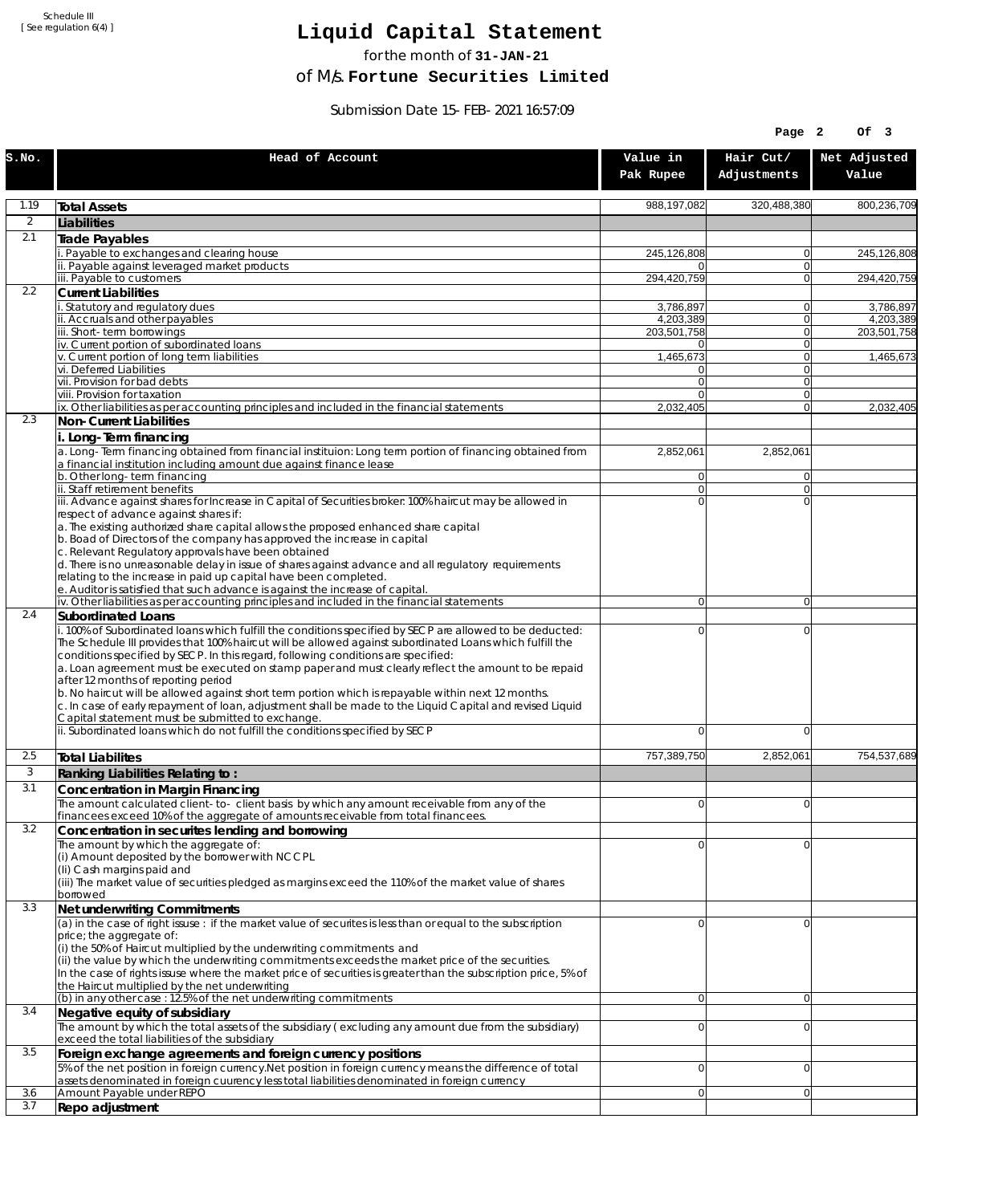Schedule III
[ See regulation 6(4) ]

# Liquid Capital Statement

for the month of **31-JAN-21**

of M/s. **Fortune Securities Limited**

Submission Date 15-FEB-2021 16:57:09

| S.No. | Head of Account | Value in Pak Rupee | Hair Cut/ Adjustments | Net Adjusted Value |
|---|---|---|---|---|
| 1.19 | **Total Assets** | 988,197,082 | 320,488,380 | 800,236,709 |
| 2 | **Liabilities** | | | |
| 2.1 | **Trade Payables** | | | |
| | i. Payable to exchanges and clearing house | 245,126,808 | 0 | 245,126,808 |
| | ii. Payable against leveraged market products | 0 | 0 | |
| | iii. Payable to customers | 294,420,759 | 0 | 294,420,759 |
| 2.2 | **Current Liabilities** | | | |
| | i. Statutory and regulatory dues | 3,786,897 | 0 | 3,786,897 |
| | ii. Accruals and other payables | 4,203,389 | 0 | 4,203,389 |
| | iii. Short-term borrowings | 203,501,758 | 0 | 203,501,758 |
| | iv. Current portion of subordinated loans | 0 | 0 | |
| | v. Current portion of long term liabilities | 1,465,673 | 0 | 1,465,673 |
| | vi. Deferred Liabilities | 0 | 0 | |
| | vii. Provision for bad debts | 0 | 0 | |
| | viii. Provision for taxation | 0 | 0 | |
| | ix. Other liabilities as per accounting principles and included in the financial statements | 2,032,405 | 0 | 2,032,405 |
| 2.3 | **Non-Current Liabilities** | | | |
| | **i. Long-Term financing** | | | |
| | a. Long-Term financing obtained from financial instituion: Long term portion of financing obtained from a financial institution including amount due against finance lease | 2,852,061 | 2,852,061 | |
| | b. Other long-term financing | 0 | 0 | |
| | ii. Staff retirement benefits | 0 | 0 | |
| | iii. Advance against shares for Increase in Capital of Securities broker: 100% haircut may be allowed in respect of advance against shares if:<br>a. The existing authorized share capital allows the proposed enhanced share capital<br>b. Boad of Directors of the company has approved the increase in capital<br>c. Relevant Regulatory approvals have been obtained<br>d. There is no unreasonable delay in issue of shares against advance and all regulatory requirements relating to the increase in paid up capital have been completed.<br>e. Auditor is satisfied that such advance is against the increase of capital. | 0 | 0 | |
| | iv. Other liabilities as per accounting principles and included in the financial statements | 0 | 0 | |
| 2.4 | **Subordinated Loans** | | | |
| | i. 100% of Subordinated loans which fulfill the conditions specified by SECP are allowed to be deducted:<br>The Schedule III provides that 100% haircut will be allowed against subordinated Loans which fulfill the conditions specified by SECP. In this regard, following conditions are specified:<br>a. Loan agreement must be executed on stamp paper and must clearly reflect the amount to be repaid after 12 months of reporting period<br>b. No haircut will be allowed against short term portion which is repayable within next 12 months.<br>c. In case of early repayment of loan, adjustment shall be made to the Liquid Capital and revised Liquid Capital statement must be submitted to exchange. | 0 | 0 | |
| | ii. Subordinated loans which do not fulfill the conditions specified by SECP | 0 | 0 | |
| 2.5 | **Total Liabilites** | 757,389,750 | 2,852,061 | 754,537,689 |
| 3 | **Ranking Liabilities Relating to :** | | | |
| 3.1 | **Concentration in Margin Financing** | | | |
| | The amount calculated client-to- client basis by which any amount receivable from any of the financees exceed 10% of the aggregate of amounts receivable from total financees. | 0 | 0 | |
| 3.2 | **Concentration in securites lending and borrowing** | | | |
| | The amount by which the aggregate of:<br>(i) Amount deposited by the borrower with NCCPL<br>(Ii) Cash margins paid and<br>(iii) The market value of securities pledged as margins exceed the 110% of the market value of shares borrowed | 0 | 0 | |
| 3.3 | **Net underwriting Commitments** | | | |
| | (a) in the case of right issuse : if the market value of securites is less than or equal to the subscription price; the aggregate of:<br>(i) the 50% of Haircut multiplied by the underwriting commitments and<br>(ii) the value by which the underwriting commitments exceeds the market price of the securities.<br>In the case of rights issuse where the market price of securities is greater than the subscription price, 5% of the Haircut multiplied by the net underwriting | 0 | 0 | |
| | (b) in any other case : 12.5% of the net underwriting commitments | 0 | 0 | |
| 3.4 | **Negative equity of subsidiary** | | | |
| | The amount by which the total assets of the subsidiary ( excluding any amount due from the subsidiary) exceed the total liabilities of the subsidiary | 0 | 0 | |
| 3.5 | **Foreign exchange agreements and foreign currency positions** | | | |
| | 5% of the net position in foreign currency.Net position in foreign currency means the difference of total assets denominated in foreign cuurency less total liabilities denominated in foreign currency | 0 | 0 | |
| 3.6 | Amount Payable under REPO | 0 | 0 | |
| 3.7 | **Repo adjustment** | | | |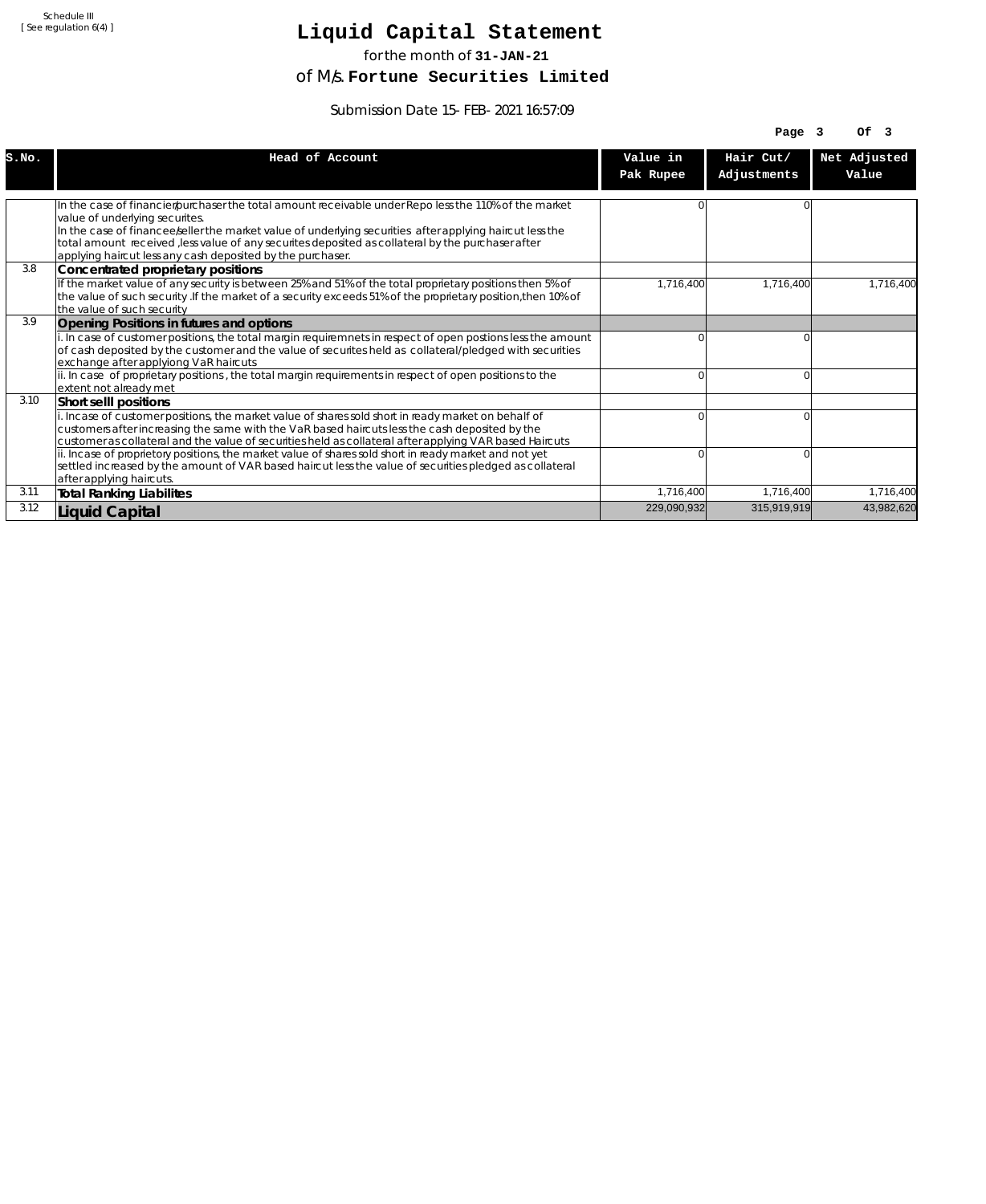Schedule III
[ See regulation 6(4) ]

# Liquid Capital Statement

for the month of **31-JAN-21**

of M/s. **Fortune Securities Limited**

Submission Date 15-FEB-2021 16:57:09

| S.No. | Head of Account | Value in Pak Rupee | Hair Cut/ Adjustments | Net Adjusted Value |
|---|---|---|---|---|
| | In the case of financier/purchaser the total amount receivable under Repo less the 110% of the market value of underlying securities.<br>In the case of financee/seller the market value of underlying securities after applying haircut less the total amount received ,less value of any securites deposited as collateral by the purchaser after applying haircut less any cash deposited by the purchaser. | 0 | 0 | |
| 3.8 | **Concentrated proprietary positions** | | | |
| | If the market value of any security is between 25% and 51% of the total proprietary positions then 5% of the value of such security .If the market of a security exceeds 51% of the proprietary position,then 10% of the value of such security | 1,716,400 | 1,716,400 | 1,716,400 |
| 3.9 | **Opening Positions in futures and options** | | | |
| | i. In case of customer positions, the total margin requiremnets in respect of open postions less the amount of cash deposited by the customer and the value of securites held as collateral/pledged with securities exchange after applyiong VaR haircuts | 0 | 0 | |
| | ii. In case of proprietary positions , the total margin requirements in respect of open positions to the extent not already met | 0 | 0 | |
| 3.10 | **Short selll positions** | | | |
| | i. Incase of customer positions, the market value of shares sold short in ready market on behalf of customers after increasing the same with the VaR based haircuts less the cash deposited by the customer as collateral and the value of securities held as collateral after applying VAR based Haircuts | 0 | 0 | |
| | ii. Incase of proprietory positions, the market value of shares sold short in ready market and not yet settled increased by the amount of VAR based haircut less the value of securities pledged as collateral after applying haircuts. | 0 | 0 | |
| 3.11 | **Total Ranking Liabilites** | 1,716,400 | 1,716,400 | 1,716,400 |
| 3.12 | **Liquid Capital** | 229,090,932 | 315,919,919 | 43,982,620 |